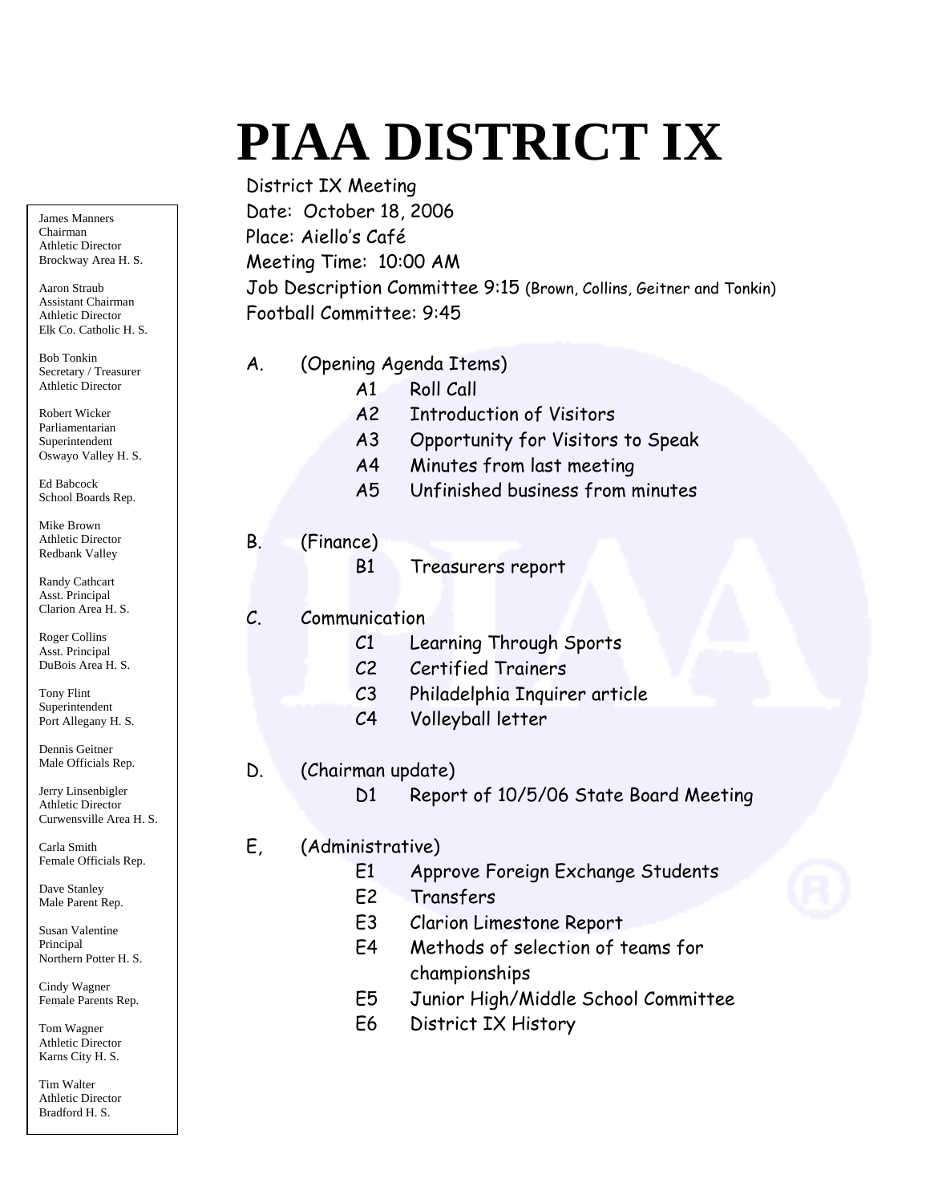# PIAA DISTRICT IX

James Manners
Chairman
Athletic Director
Brockway Area H. S.

Aaron Straub
Assistant Chairman
Athletic Director
Elk Co. Catholic H. S.

Bob Tonkin
Secretary / Treasurer
Athletic Director

Robert Wicker
Parliamentarian
Superintendent
Oswayo Valley H. S.

Ed Babcock
School Boards Rep.

Mike Brown
Athletic Director
Redbank Valley

Randy Cathcart
Asst. Principal
Clarion Area H. S.

Roger Collins
Asst. Principal
DuBois Area H. S.

Tony Flint
Superintendent
Port Allegany H. S.

Dennis Geitner
Male Officials Rep.

Jerry Linsenbigler
Athletic Director
Curwensville Area H. S.

Carla Smith
Female Officials Rep.

Dave Stanley
Male Parent Rep.

Susan Valentine
Principal
Northern Potter H. S.

Cindy Wagner
Female Parents Rep.

Tom Wagner
Athletic Director
Karns City H. S.

Tim Walter
Athletic Director
Bradford H. S.

District IX Meeting
Date: October 18, 2006
Place: Aiello's Café
Meeting Time: 10:00 AM
Job Description Committee 9:15 (Brown, Collins, Geitner and Tonkin)
Football Committee: 9:45

A. (Opening Agenda Items)
- A1 Roll Call
- A2 Introduction of Visitors
- A3 Opportunity for Visitors to Speak
- A4 Minutes from last meeting
- A5 Unfinished business from minutes

B. (Finance)
- B1 Treasurers report

C. Communication
- C1 Learning Through Sports
- C2 Certified Trainers
- C3 Philadelphia Inquirer article
- C4 Volleyball letter

D. (Chairman update)
- D1 Report of 10/5/06 State Board Meeting

E, (Administrative)
- E1 Approve Foreign Exchange Students
- E2 Transfers
- E3 Clarion Limestone Report
- E4 Methods of selection of teams for championships
- E5 Junior High/Middle School Committee
- E6 District IX History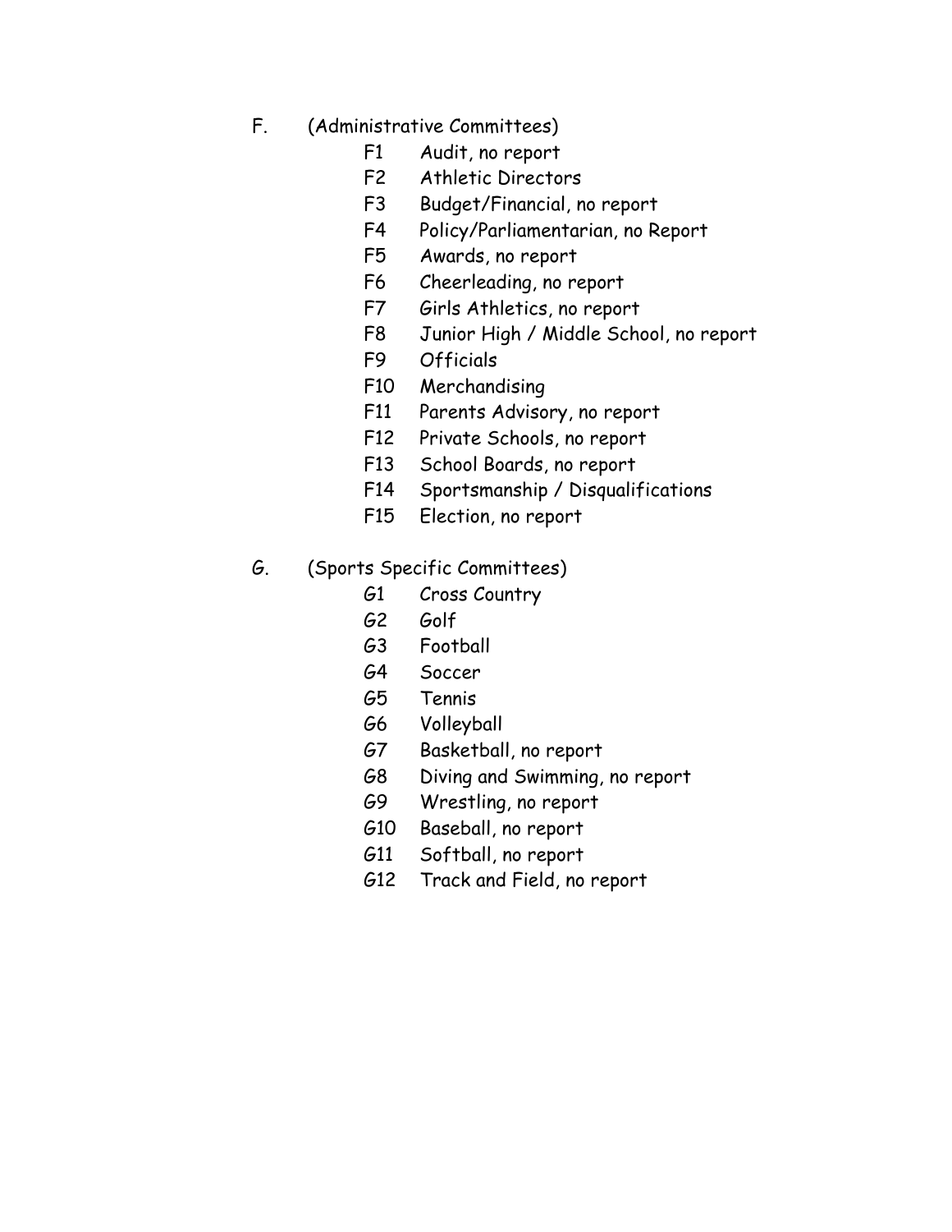F. (Administrative Committees)

- F1 Audit, no report
- F2 Athletic Directors
- F3 Budget/Financial, no report
- F4 Policy/Parliamentarian, no Report
- F5 Awards, no report
- F6 Cheerleading, no report
- F7 Girls Athletics, no report
- F8 Junior High / Middle School, no report
- F9 Officials
- F10 Merchandising
- F11 Parents Advisory, no report
- F12 Private Schools, no report
- F13 School Boards, no report
- F14 Sportsmanship / Disqualifications
- F15 Election, no report

G. (Sports Specific Committees)

- G1 Cross Country
- G2 Golf
- G3 Football
- G4 Soccer
- G5 Tennis
- G6 Volleyball
- G7 Basketball, no report
- G8 Diving and Swimming, no report
- G9 Wrestling, no report
- G10 Baseball, no report
- G11 Softball, no report
- G12 Track and Field, no report